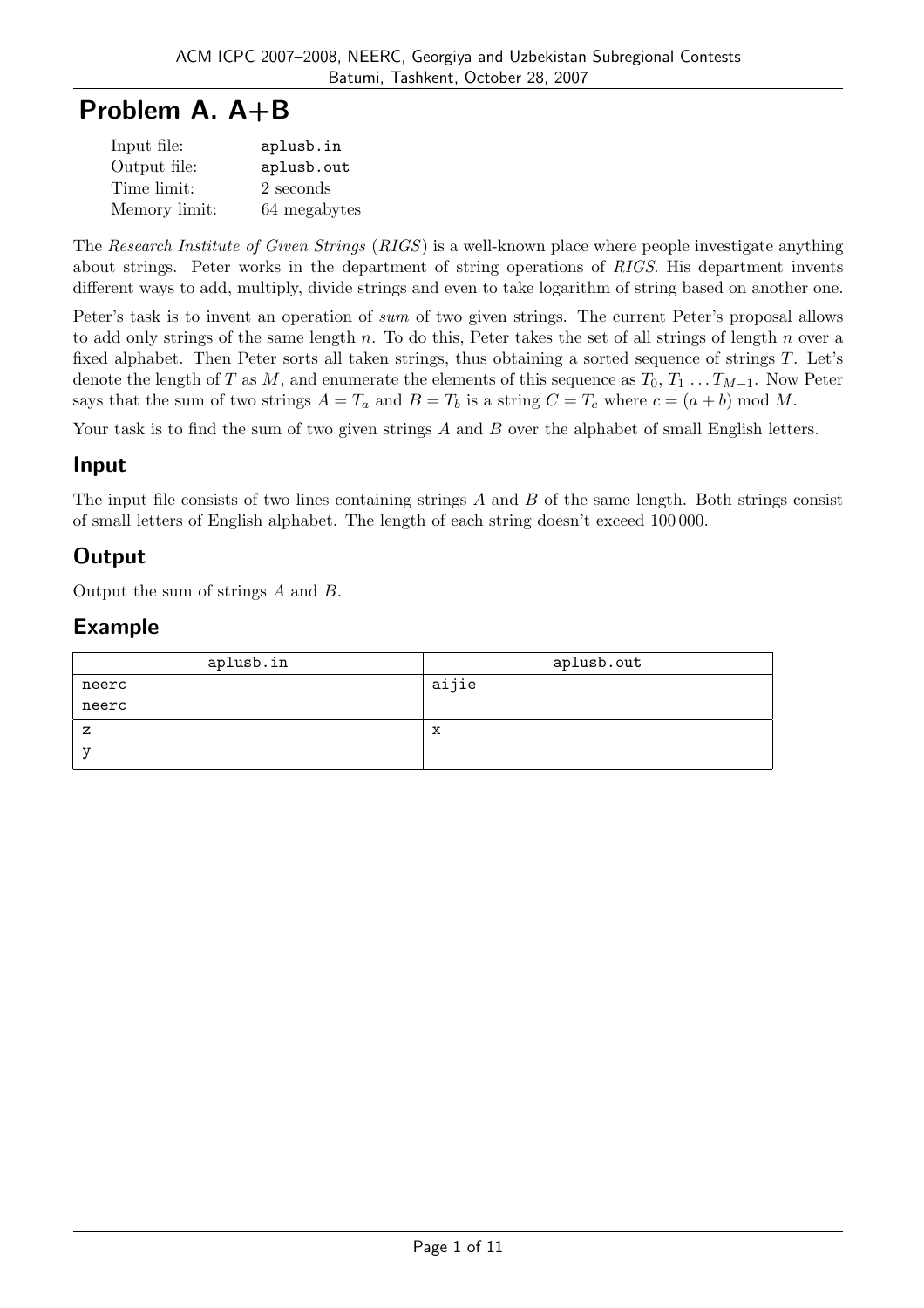# Problem A. A+B

| | |
|---|---|
| Input file: | aplusb.in |
| Output file: | aplusb.out |
| Time limit: | 2 seconds |
| Memory limit: | 64 megabytes |

The *Research Institute of Given Strings* (*RIGS*) is a well-known place where people investigate anything about strings. Peter works in the department of string operations of *RIGS*. His department invents different ways to add, multiply, divide strings and even to take logarithm of string based on another one.

Peter's task is to invent an operation of *sum* of two given strings. The current Peter's proposal allows to add only strings of the same length $n$. To do this, Peter takes the set of all strings of length $n$ over a fixed alphabet. Then Peter sorts all taken strings, thus obtaining a sorted sequence of strings $T$. Let's denote the length of $T$ as $M$, and enumerate the elements of this sequence as $T_0, T_1 \ldots T_{M-1}$. Now Peter says that the sum of two strings $A = T_a$ and $B = T_b$ is a string $C = T_c$ where $c = (a + b) \bmod M$.

Your task is to find the sum of two given strings $A$ and $B$ over the alphabet of small English letters.

## Input

The input file consists of two lines containing strings $A$ and $B$ of the same length. Both strings consist of small letters of English alphabet. The length of each string doesn't exceed 100 000.

## Output

Output the sum of strings $A$ and $B$.

## Example

| aplusb.in | aplusb.out |
|---|---|
| neerc<br>neerc | aijie |
| z<br>y | x |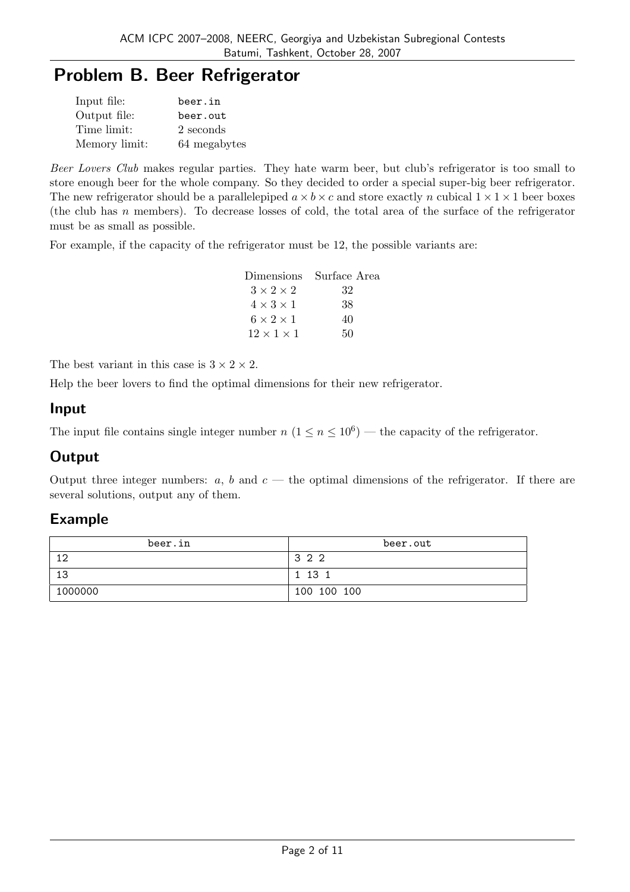# Problem B. Beer Refrigerator

| | |
|---|---|
| Input file: | beer.in |
| Output file: | beer.out |
| Time limit: | 2 seconds |
| Memory limit: | 64 megabytes |

*Beer Lovers Club* makes regular parties. They hate warm beer, but club's refrigerator is too small to store enough beer for the whole company. So they decided to order a special super-big beer refrigerator. The new refrigerator should be a parallelepiped $a \times b \times c$ and store exactly $n$ cubical $1 \times 1 \times 1$ beer boxes (the club has $n$ members). To decrease losses of cold, the total area of the surface of the refrigerator must be as small as possible.

For example, if the capacity of the refrigerator must be 12, the possible variants are:

| Dimensions | Surface Area |
|---|---|
| $3 \times 2 \times 2$ | 32 |
| $4 \times 3 \times 1$ | 38 |
| $6 \times 2 \times 1$ | 40 |
| $12 \times 1 \times 1$ | 50 |

The best variant in this case is $3 \times 2 \times 2$.

Help the beer lovers to find the optimal dimensions for their new refrigerator.

## Input

The input file contains single integer number $n$ ($1 \leq n \leq 10^6$) — the capacity of the refrigerator.

## Output

Output three integer numbers: $a$, $b$ and $c$ — the optimal dimensions of the refrigerator. If there are several solutions, output any of them.

## Example

| beer.in | beer.out |
|---|---|
| 12 | 3 2 2 |
| 13 | 1 13 1 |
| 1000000 | 100 100 100 |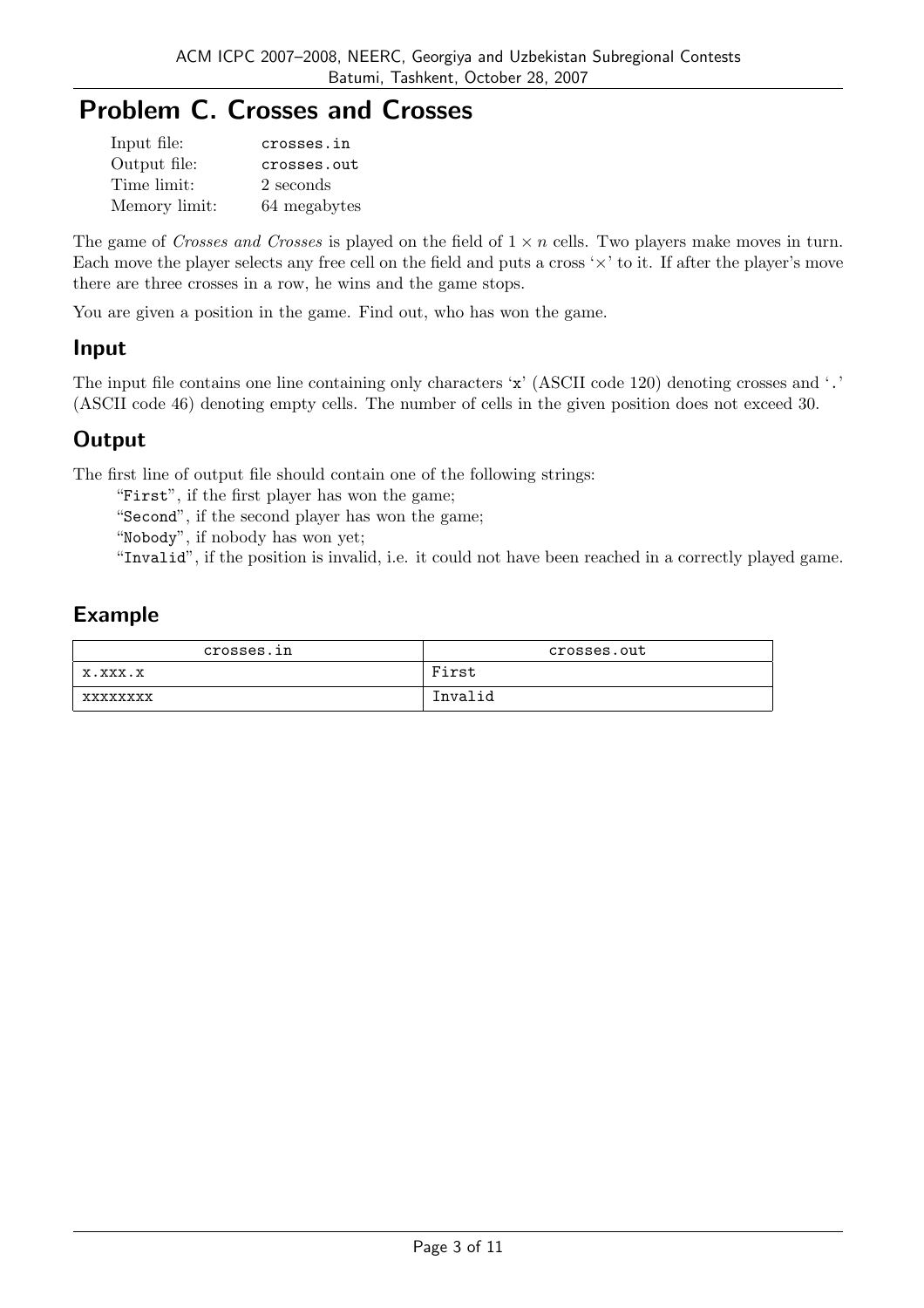# Problem C. Crosses and Crosses

| | |
|---|---|
| Input file: | crosses.in |
| Output file: | crosses.out |
| Time limit: | 2 seconds |
| Memory limit: | 64 megabytes |

The game of *Crosses and Crosses* is played on the field of $1 \times n$ cells. Two players make moves in turn. Each move the player selects any free cell on the field and puts a cross '$\times$' to it. If after the player's move there are three crosses in a row, he wins and the game stops.

You are given a position in the game. Find out, who has won the game.

## Input

The input file contains one line containing only characters 'x' (ASCII code 120) denoting crosses and '.' (ASCII code 46) denoting empty cells. The number of cells in the given position does not exceed 30.

## Output

The first line of output file should contain one of the following strings:

"First", if the first player has won the game;

"Second", if the second player has won the game;

"Nobody", if nobody has won yet;

"Invalid", if the position is invalid, i.e. it could not have been reached in a correctly played game.

## Example

| crosses.in | crosses.out |
|---|---|
| x.xxx.x | First |
| xxxxxxxx | Invalid |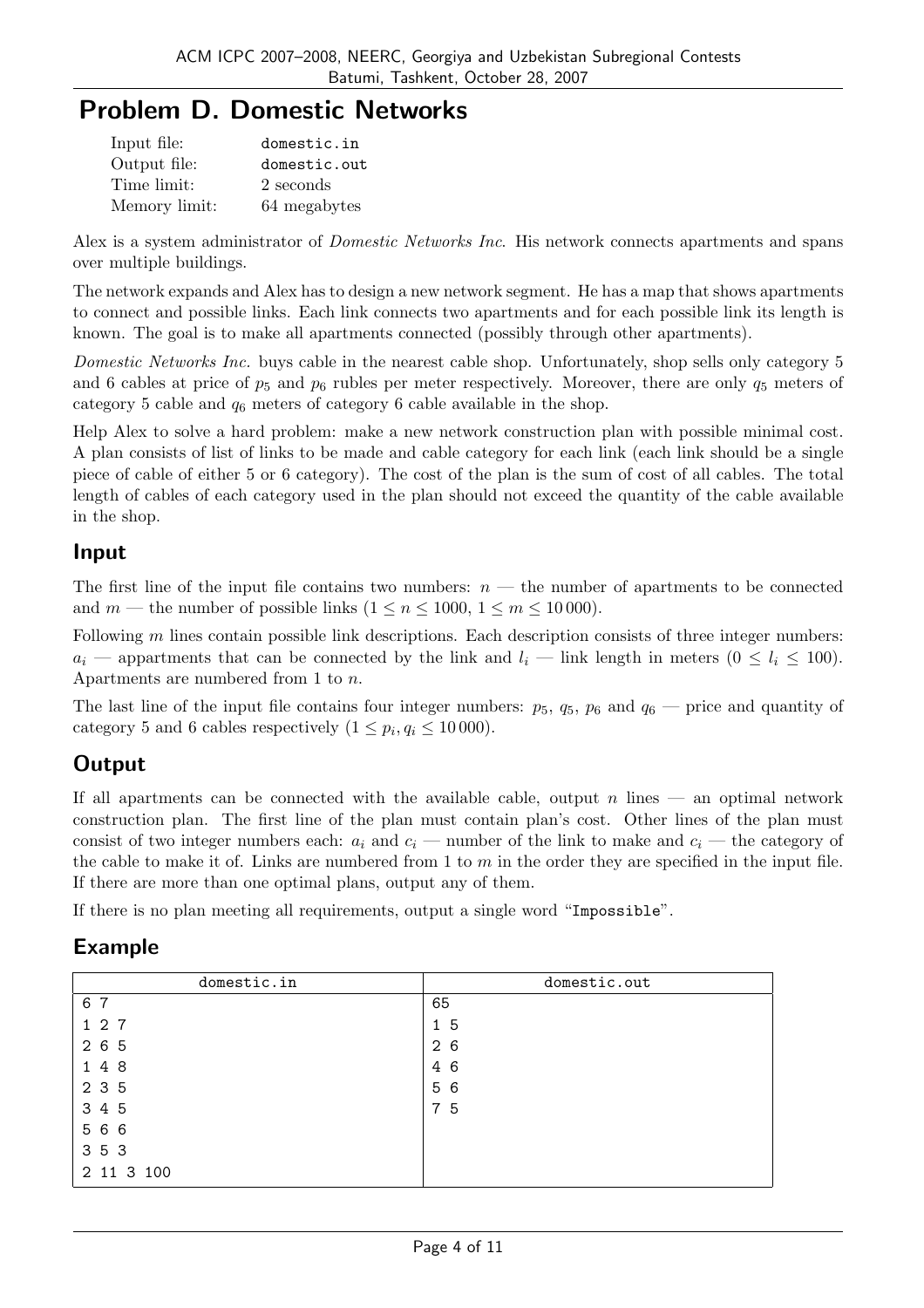# Problem D. Domestic Networks

| | |
|---|---|
| Input file: | domestic.in |
| Output file: | domestic.out |
| Time limit: | 2 seconds |
| Memory limit: | 64 megabytes |

Alex is a system administrator of *Domestic Networks Inc*. His network connects apartments and spans over multiple buildings.

The network expands and Alex has to design a new network segment. He has a map that shows apartments to connect and possible links. Each link connects two apartments and for each possible link its length is known. The goal is to make all apartments connected (possibly through other apartments).

*Domestic Networks Inc.* buys cable in the nearest cable shop. Unfortunately, shop sells only category 5 and 6 cables at price of $p_5$ and $p_6$ rubles per meter respectively. Moreover, there are only $q_5$ meters of category 5 cable and $q_6$ meters of category 6 cable available in the shop.

Help Alex to solve a hard problem: make a new network construction plan with possible minimal cost. A plan consists of list of links to be made and cable category for each link (each link should be a single piece of cable of either 5 or 6 category). The cost of the plan is the sum of cost of all cables. The total length of cables of each category used in the plan should not exceed the quantity of the cable available in the shop.

## Input

The first line of the input file contains two numbers: $n$ — the number of apartments to be connected and $m$ — the number of possible links ($1 \le n \le 1000$, $1 \le m \le 10\,000$).

Following $m$ lines contain possible link descriptions. Each description consists of three integer numbers: $a_i$ — appartments that can be connected by the link and $l_i$ — link length in meters ($0 \le l_i \le 100$). Apartments are numbered from 1 to $n$.

The last line of the input file contains four integer numbers: $p_5$, $q_5$, $p_6$ and $q_6$ — price and quantity of category 5 and 6 cables respectively ($1 \le p_i, q_i \le 10\,000$).

## Output

If all apartments can be connected with the available cable, output $n$ lines — an optimal network construction plan. The first line of the plan must contain plan's cost. Other lines of the plan must consist of two integer numbers each: $a_i$ and $c_i$ — number of the link to make and $c_i$ — the category of the cable to make it of. Links are numbered from 1 to $m$ in the order they are specified in the input file. If there are more than one optimal plans, output any of them.

If there is no plan meeting all requirements, output a single word "Impossible".

## Example

| domestic.in | domestic.out |
|---|---|
| 6 7 | 65 |
| 1 2 7 | 1 5 |
| 2 6 5 | 2 6 |
| 1 4 8 | 4 6 |
| 2 3 5 | 5 6 |
| 3 4 5 | 7 5 |
| 5 6 6 | |
| 3 5 3 | |
| 2 11 3 100 | |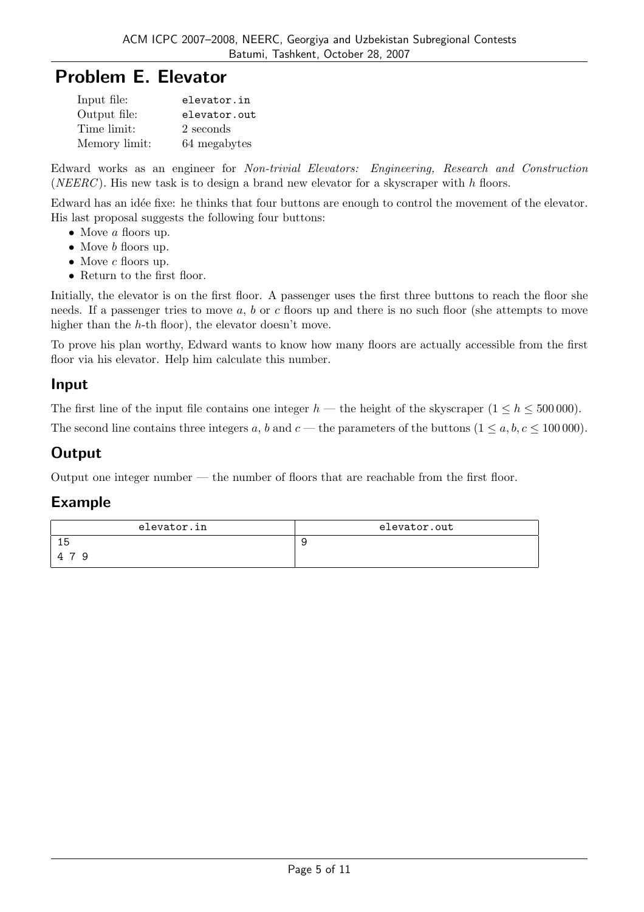# Problem E. Elevator

| | |
|---|---|
| Input file: | elevator.in |
| Output file: | elevator.out |
| Time limit: | 2 seconds |
| Memory limit: | 64 megabytes |

Edward works as an engineer for *Non-trivial Elevators: Engineering, Research and Construction* (*NEERC*). His new task is to design a brand new elevator for a skyscraper with $h$ floors.

Edward has an idée fixe: he thinks that four buttons are enough to control the movement of the elevator. His last proposal suggests the following four buttons:

- Move $a$ floors up.
- Move $b$ floors up.
- Move $c$ floors up.
- Return to the first floor.

Initially, the elevator is on the first floor. A passenger uses the first three buttons to reach the floor she needs. If a passenger tries to move $a$, $b$ or $c$ floors up and there is no such floor (she attempts to move higher than the $h$-th floor), the elevator doesn't move.

To prove his plan worthy, Edward wants to know how many floors are actually accessible from the first floor via his elevator. Help him calculate this number.

## Input

The first line of the input file contains one integer $h$ — the height of the skyscraper ($1 \le h \le 500\,000$).

The second line contains three integers $a$, $b$ and $c$ — the parameters of the buttons ($1 \le a, b, c \le 100\,000$).

## Output

Output one integer number — the number of floors that are reachable from the first floor.

## Example

| elevator.in | elevator.out |
|---|---|
| 15<br>4 7 9 | 9 |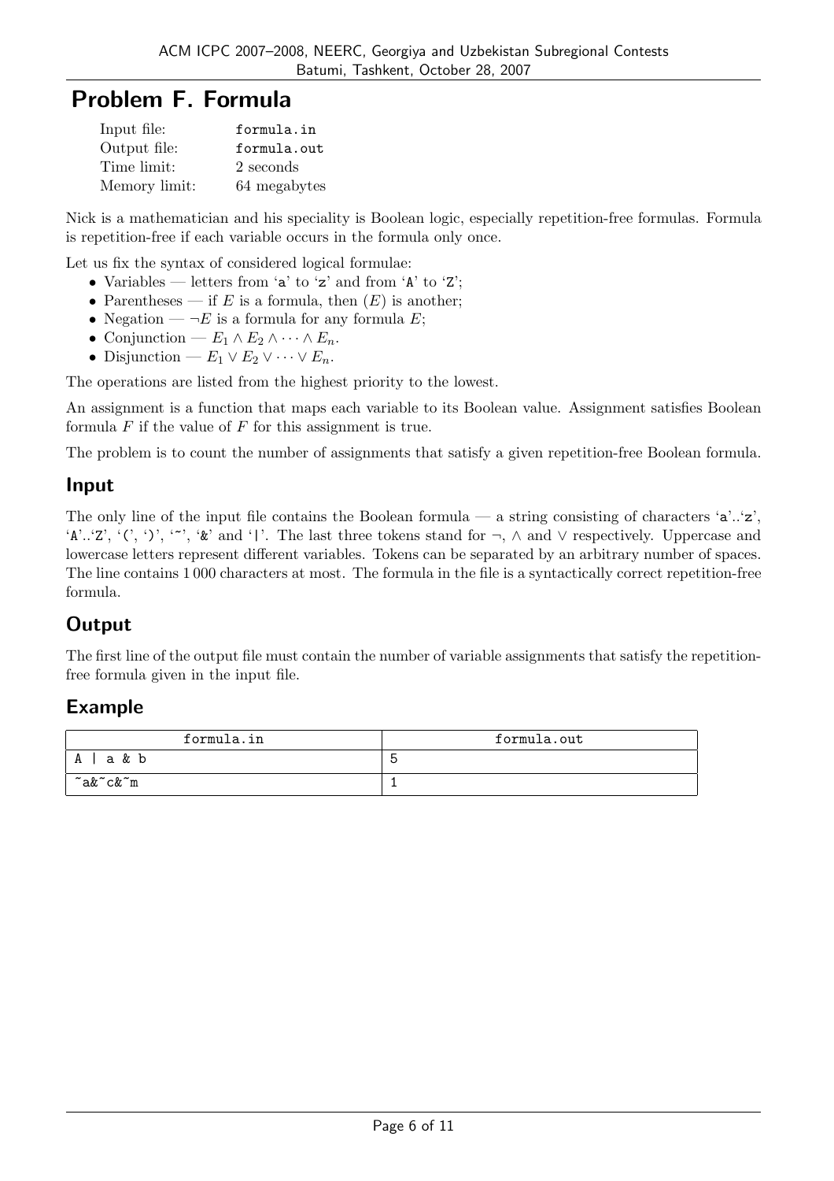# Problem F. Formula

| | |
|---|---|
| Input file: | formula.in |
| Output file: | formula.out |
| Time limit: | 2 seconds |
| Memory limit: | 64 megabytes |

Nick is a mathematician and his speciality is Boolean logic, especially repetition-free formulas. Formula is repetition-free if each variable occurs in the formula only once.

Let us fix the syntax of considered logical formulae:

- Variables — letters from 'a' to 'z' and from 'A' to 'Z';
- Parentheses — if $E$ is a formula, then $(E)$ is another;
- Negation — $\neg E$ is a formula for any formula $E$;
- Conjunction — $E_1 \wedge E_2 \wedge \cdots \wedge E_n$.
- Disjunction — $E_1 \vee E_2 \vee \cdots \vee E_n$.

The operations are listed from the highest priority to the lowest.

An assignment is a function that maps each variable to its Boolean value. Assignment satisfies Boolean formula $F$ if the value of $F$ for this assignment is true.

The problem is to count the number of assignments that satisfy a given repetition-free Boolean formula.

## Input

The only line of the input file contains the Boolean formula — a string consisting of characters 'a'..'z', 'A'..'Z', '(', ')', '~', '&' and '|'. The last three tokens stand for $\neg$, $\wedge$ and $\vee$ respectively. Uppercase and lowercase letters represent different variables. Tokens can be separated by an arbitrary number of spaces. The line contains 1 000 characters at most. The formula in the file is a syntactically correct repetition-free formula.

## Output

The first line of the output file must contain the number of variable assignments that satisfy the repetition-free formula given in the input file.

## Example

| formula.in | formula.out |
|---|---|
| A \| a & b | 5 |
| ~a&~c&~m | 1 |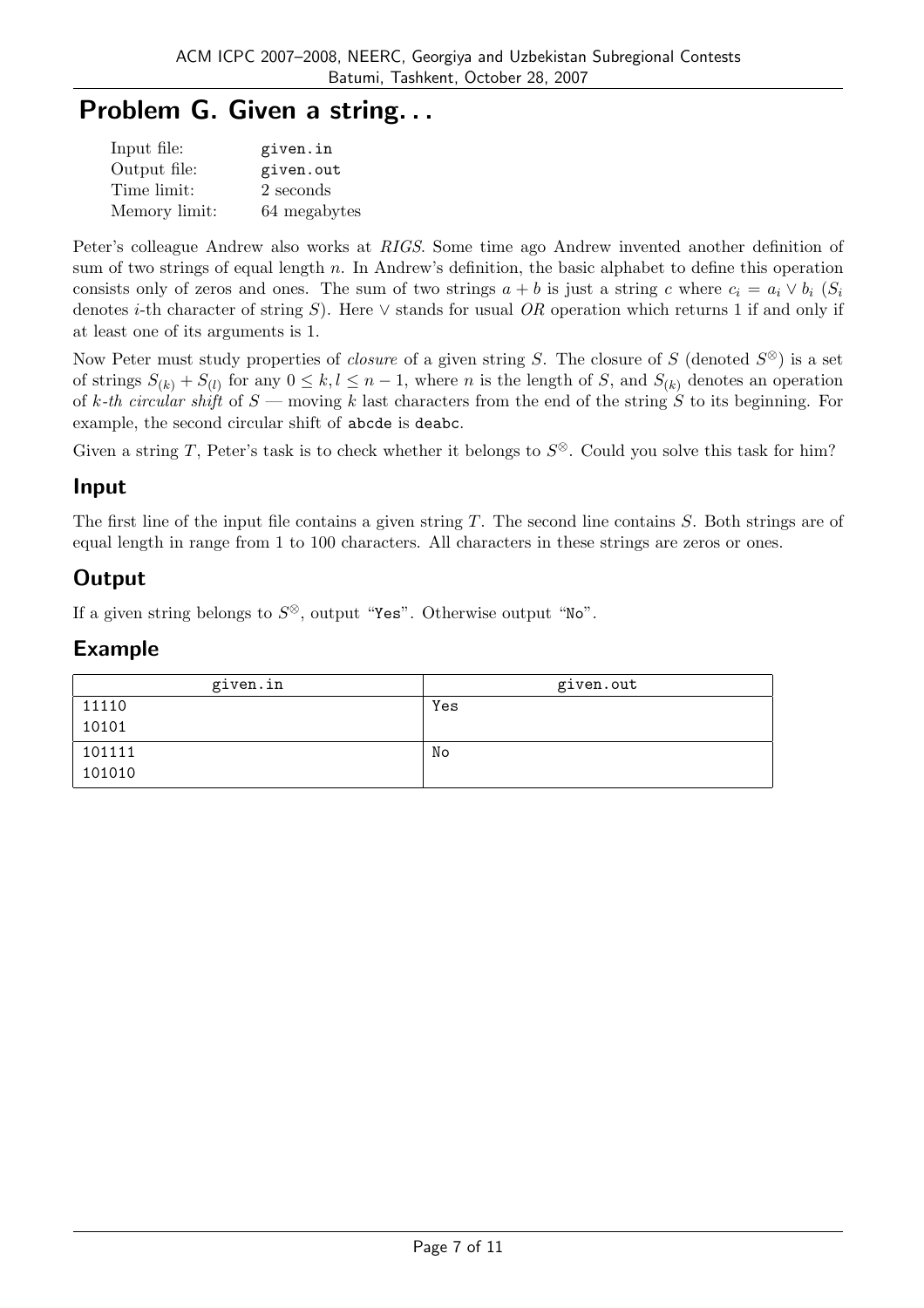# Problem G. Given a string...

| | |
|---|---|
| Input file: | given.in |
| Output file: | given.out |
| Time limit: | 2 seconds |
| Memory limit: | 64 megabytes |

Peter's colleague Andrew also works at *RIGS*. Some time ago Andrew invented another definition of sum of two strings of equal length $n$. In Andrew's definition, the basic alphabet to define this operation consists only of zeros and ones. The sum of two strings $a + b$ is just a string $c$ where $c_i = a_i \vee b_i$ ($S_i$ denotes $i$-th character of string $S$). Here $\vee$ stands for usual *OR* operation which returns 1 if and only if at least one of its arguments is 1.

Now Peter must study properties of *closure* of a given string $S$. The closure of $S$ (denoted $S^{\otimes}$) is a set of strings $S_{(k)} + S_{(l)}$ for any $0 \le k, l \le n - 1$, where $n$ is the length of $S$, and $S_{(k)}$ denotes an operation of *k-th circular shift* of $S$ — moving $k$ last characters from the end of the string $S$ to its beginning. For example, the second circular shift of abcde is deabc.

Given a string $T$, Peter's task is to check whether it belongs to $S^{\otimes}$. Could you solve this task for him?

## Input

The first line of the input file contains a given string $T$. The second line contains $S$. Both strings are of equal length in range from 1 to 100 characters. All characters in these strings are zeros or ones.

## Output

If a given string belongs to $S^{\otimes}$, output "Yes". Otherwise output "No".

## Example

| given.in | given.out |
|---|---|
| 11110<br>10101 | Yes |
| 101111<br>101010 | No |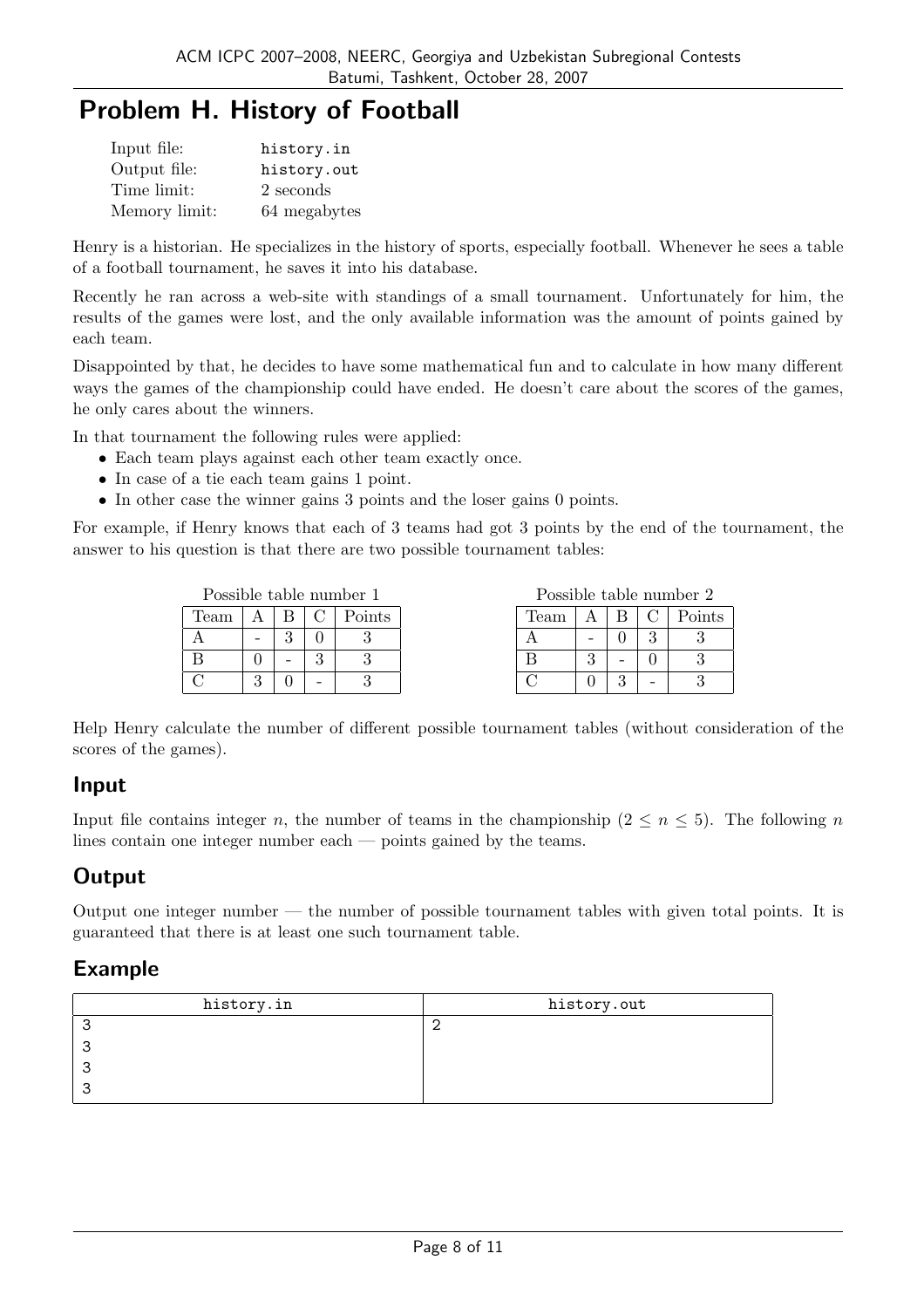# Problem H. History of Football

| | |
|---|---|
| Input file: | history.in |
| Output file: | history.out |
| Time limit: | 2 seconds |
| Memory limit: | 64 megabytes |

Henry is a historian. He specializes in the history of sports, especially football. Whenever he sees a table of a football tournament, he saves it into his database.

Recently he ran across a web-site with standings of a small tournament. Unfortunately for him, the results of the games were lost, and the only available information was the amount of points gained by each team.

Disappointed by that, he decides to have some mathematical fun and to calculate in how many different ways the games of the championship could have ended. He doesn't care about the scores of the games, he only cares about the winners.

In that tournament the following rules were applied:

- Each team plays against each other team exactly once.
- In case of a tie each team gains 1 point.
- In other case the winner gains 3 points and the loser gains 0 points.

For example, if Henry knows that each of 3 teams had got 3 points by the end of the tournament, the answer to his question is that there are two possible tournament tables:

Possible table number 1

| Team | A | B | C | Points |
|---|---|---|---|---|
| A | - | 3 | 0 | 3 |
| B | 0 | - | 3 | 3 |
| C | 3 | 0 | - | 3 |

Possible table number 2

| Team | A | B | C | Points |
|---|---|---|---|---|
| A | - | 0 | 3 | 3 |
| B | 3 | - | 0 | 3 |
| C | 0 | 3 | - | 3 |

Help Henry calculate the number of different possible tournament tables (without consideration of the scores of the games).

## Input

Input file contains integer $n$, the number of teams in the championship ($2 \le n \le 5$). The following $n$ lines contain one integer number each — points gained by the teams.

## Output

Output one integer number — the number of possible tournament tables with given total points. It is guaranteed that there is at least one such tournament table.

## Example

| history.in | history.out |
|---|---|
| 3<br>3<br>3<br>3 | 2 |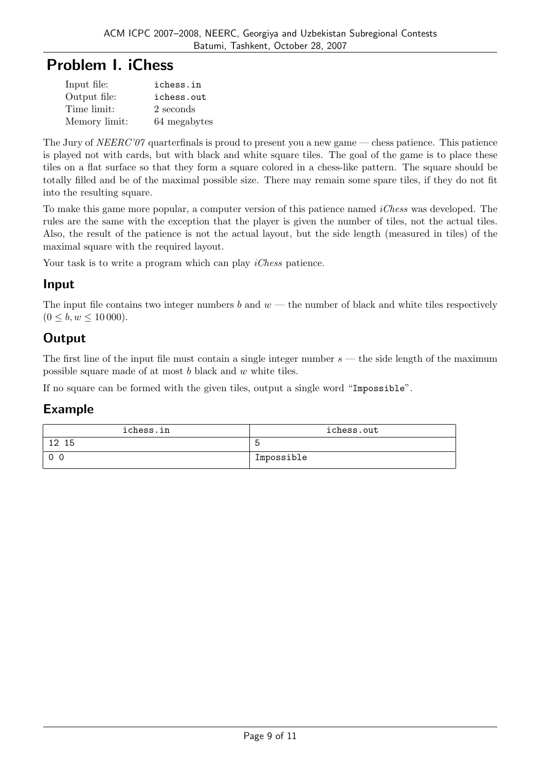# Problem I. iChess

| | |
|---|---|
| Input file: | `ichess.in` |
| Output file: | `ichess.out` |
| Time limit: | 2 seconds |
| Memory limit: | 64 megabytes |

The Jury of *NEERC'07* quarterfinals is proud to present you a new game — chess patience. This patience is played not with cards, but with black and white square tiles. The goal of the game is to place these tiles on a flat surface so that they form a square colored in a chess-like pattern. The square should be totally filled and be of the maximal possible size. There may remain some spare tiles, if they do not fit into the resulting square.

To make this game more popular, a computer version of this patience named *iChess* was developed. The rules are the same with the exception that the player is given the number of tiles, not the actual tiles. Also, the result of the patience is not the actual layout, but the side length (measured in tiles) of the maximal square with the required layout.

Your task is to write a program which can play *iChess* patience.

## Input

The input file contains two integer numbers $b$ and $w$ — the number of black and white tiles respectively ($0 \le b, w \le 10\,000$).

## Output

The first line of the input file must contain a single integer number $s$ — the side length of the maximum possible square made of at most $b$ black and $w$ white tiles.

If no square can be formed with the given tiles, output a single word "`Impossible`".

## Example

| ichess.in | ichess.out |
|---|---|
| 12 15 | 5 |
| 0 0 | Impossible |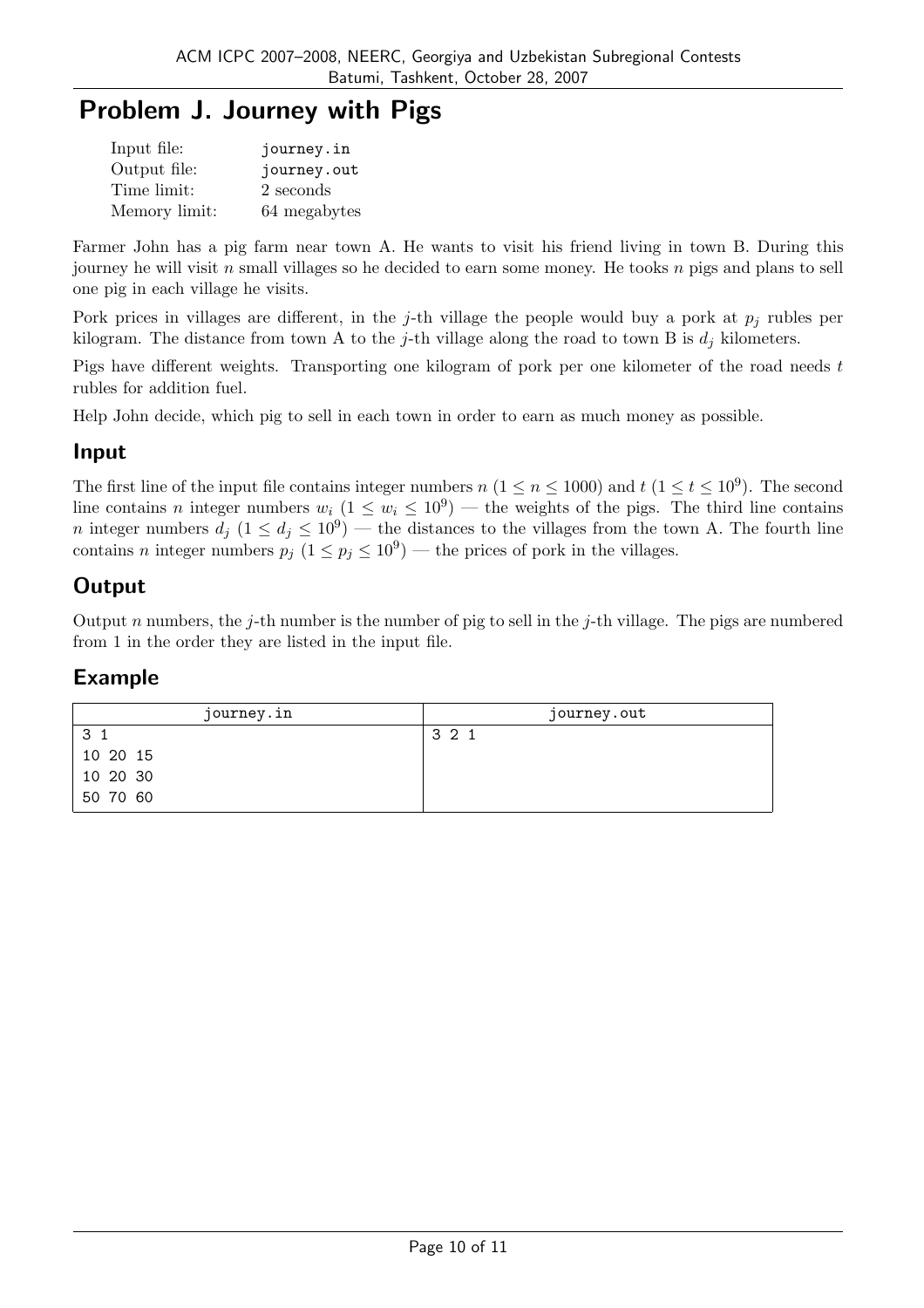# Problem J. Journey with Pigs

| | |
|---|---|
| Input file: | journey.in |
| Output file: | journey.out |
| Time limit: | 2 seconds |
| Memory limit: | 64 megabytes |

Farmer John has a pig farm near town A. He wants to visit his friend living in town B. During this journey he will visit $n$ small villages so he decided to earn some money. He tooks $n$ pigs and plans to sell one pig in each village he visits.

Pork prices in villages are different, in the $j$-th village the people would buy a pork at $p_j$ rubles per kilogram. The distance from town A to the $j$-th village along the road to town B is $d_j$ kilometers.

Pigs have different weights. Transporting one kilogram of pork per one kilometer of the road needs $t$ rubles for addition fuel.

Help John decide, which pig to sell in each town in order to earn as much money as possible.

## Input

The first line of the input file contains integer numbers $n$ ($1 \le n \le 1000$) and $t$ ($1 \le t \le 10^9$). The second line contains $n$ integer numbers $w_i$ ($1 \le w_i \le 10^9$) — the weights of the pigs. The third line contains $n$ integer numbers $d_j$ ($1 \le d_j \le 10^9$) — the distances to the villages from the town A. The fourth line contains $n$ integer numbers $p_j$ ($1 \le p_j \le 10^9$) — the prices of pork in the villages.

## Output

Output $n$ numbers, the $j$-th number is the number of pig to sell in the $j$-th village. The pigs are numbered from 1 in the order they are listed in the input file.

## Example

| journey.in | journey.out |
|---|---|
| 3 1<br>10 20 15<br>10 20 30<br>50 70 60 | 3 2 1 |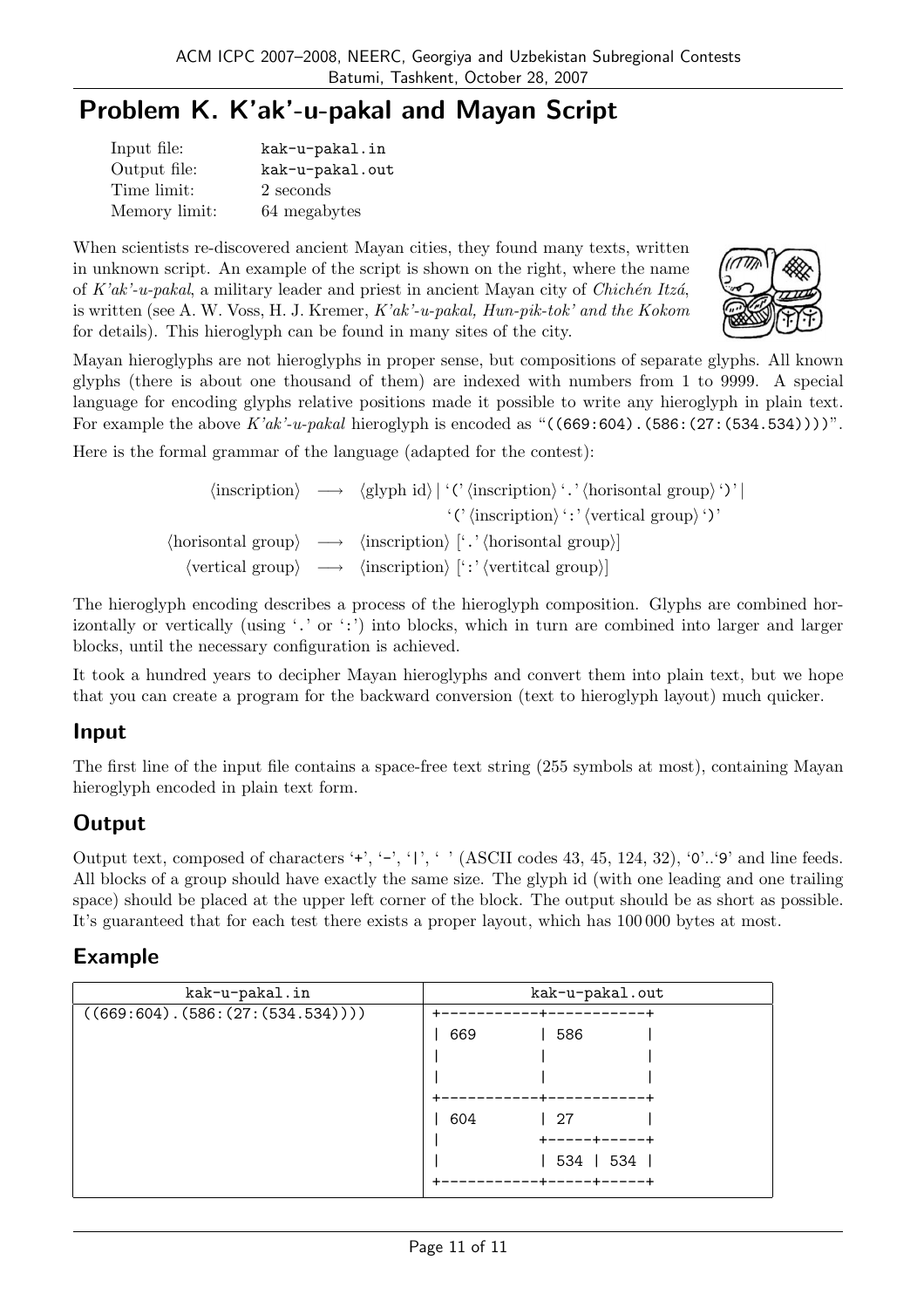# Problem K. K'ak'-u-pakal and Mayan Script

| | |
|---|---|
| Input file: | `kak-u-pakal.in` |
| Output file: | `kak-u-pakal.out` |
| Time limit: | 2 seconds |
| Memory limit: | 64 megabytes |

When scientists re-discovered ancient Mayan cities, they found many texts, written in unknown script. An example of the script is shown on the right, where the name of *K'ak'-u-pakal*, a military leader and priest in ancient Mayan city of *Chichén Itzá*, is written (see A. W. Voss, H. J. Kremer, *K'ak'-u-pakal, Hun-pik-tok' and the Kokom* for details). This hieroglyph can be found in many sites of the city.

Mayan hieroglyphs are not hieroglyphs in proper sense, but compositions of separate glyphs. All known glyphs (there is about one thousand of them) are indexed with numbers from 1 to 9999. A special language for encoding glyphs relative positions made it possible to write any hieroglyph in plain text. For example the above *K'ak'-u-pakal* hieroglyph is encoded as "`((669:604).(586:(27:(534.534))))`".

Here is the formal grammar of the language (adapted for the contest):

$$
\begin{aligned}
\langle\text{inscription}\rangle &\longrightarrow \langle\text{glyph id}\rangle \mid \text{`('}\,\langle\text{inscription}\rangle\,\text{`.'}\,\langle\text{horisontal group}\rangle\,\text{`)'} \mid \\
&\qquad \text{`('}\,\langle\text{inscription}\rangle\,\text{`:'}\,\langle\text{vertical group}\rangle\,\text{`)'} \\
\langle\text{horisontal group}\rangle &\longrightarrow \langle\text{inscription}\rangle\ [\text{`.'}\,\langle\text{horisontal group}\rangle] \\
\langle\text{vertical group}\rangle &\longrightarrow \langle\text{inscription}\rangle\ [\text{`:'}\,\langle\text{vertitcal group}\rangle]
\end{aligned}
$$

The hieroglyph encoding describes a process of the hieroglyph composition. Glyphs are combined horizontally or vertically (using '`.`' or '`:`') into blocks, which in turn are combined into larger and larger blocks, until the necessary configuration is achieved.

It took a hundred years to decipher Mayan hieroglyphs and convert them into plain text, but we hope that you can create a program for the backward conversion (text to hieroglyph layout) much quicker.

## Input

The first line of the input file contains a space-free text string (255 symbols at most), containing Mayan hieroglyph encoded in plain text form.

## Output

Output text, composed of characters '`+`', '`-`', '`|`', '` `' (ASCII codes 43, 45, 124, 32), '`0`'..'`9`' and line feeds. All blocks of a group should have exactly the same size. The glyph id (with one leading and one trailing space) should be placed at the upper left corner of the block. The output should be as short as possible. It's guaranteed that for each test there exists a proper layout, which has 100 000 bytes at most.

## Example

kak-u-pakal.in

```
((669:604).(586:(27:(534.534))))
```

kak-u-pakal.out

```
+-----------+-----------+
| 669       | 586       |
|           |           |
|           |           |
+-----------+-----------+
| 604       | 27        |
|           +-----+-----+
|           | 534 | 534 |
+-----------+-----+-----+
```